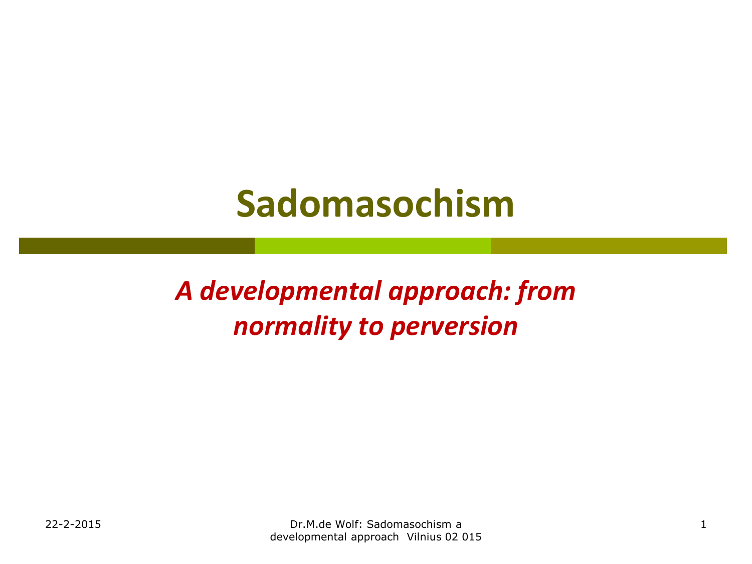# Sadomasochism

***A developmental approach: from normality to perversion***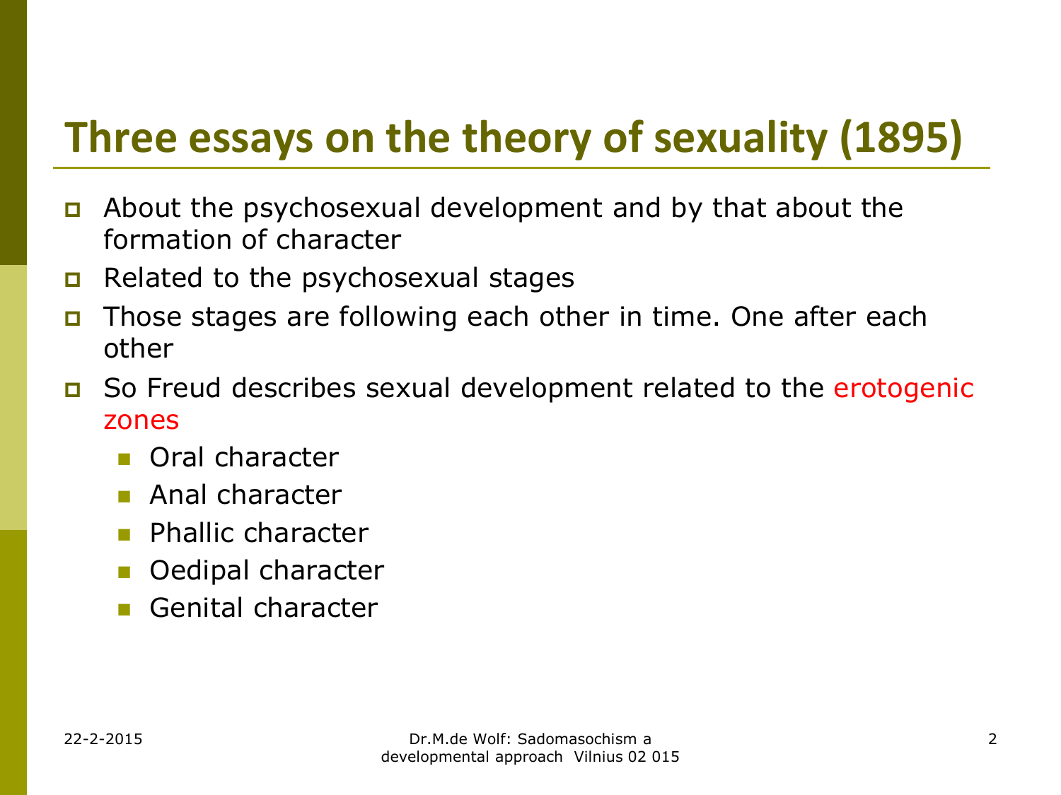# Three essays on the theory of sexuality (1895)

- About the psychosexual development and by that about the formation of character
- Related to the psychosexual stages
- Those stages are following each other in time. One after each other
- So Freud describes sexual development related to the erotogenic zones
  - Oral character
  - Anal character
  - Phallic character
  - Oedipal character
  - Genital character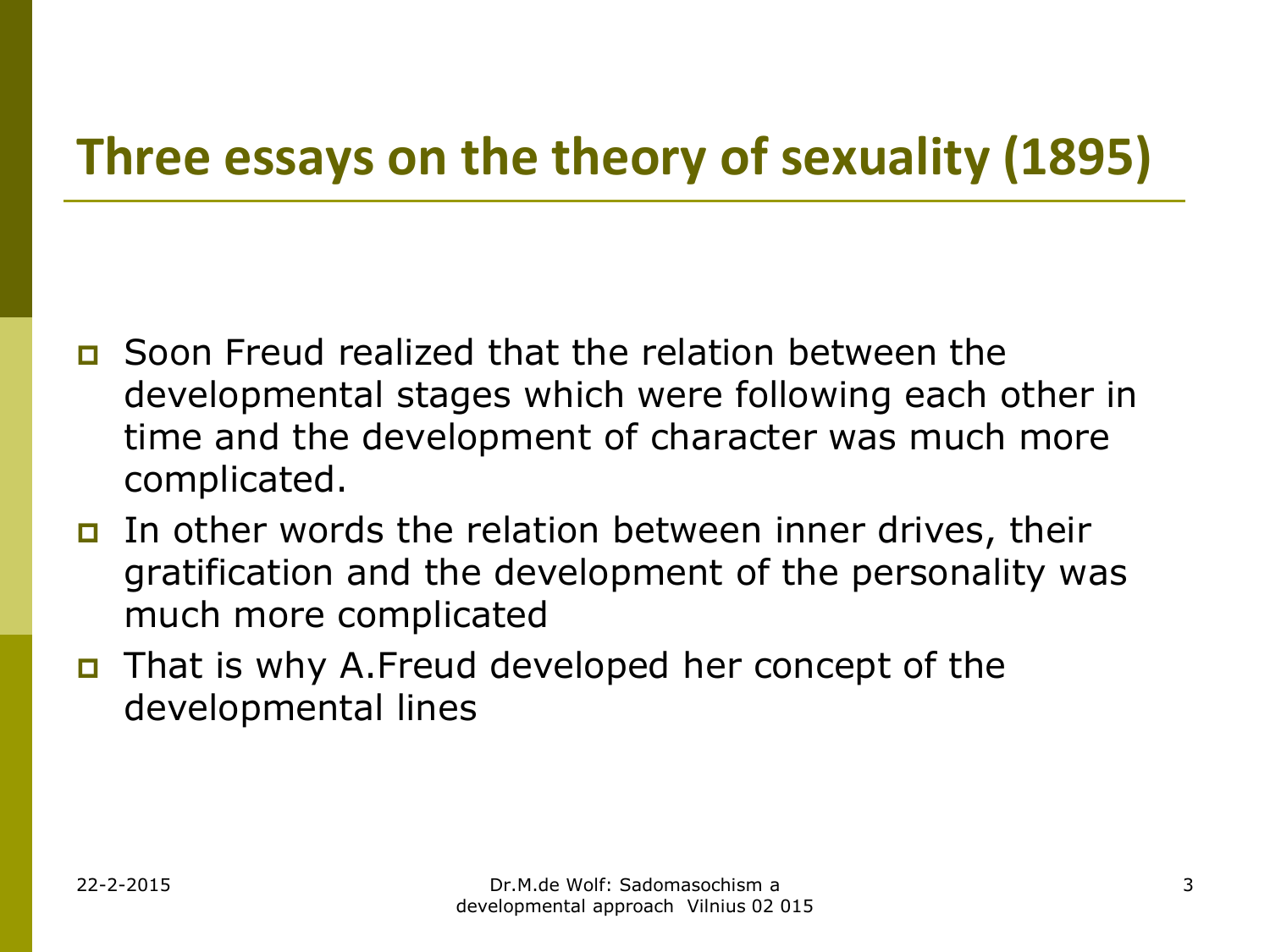# Three essays on the theory of sexuality (1895)

- Soon Freud realized that the relation between the developmental stages which were following each other in time and the development of character was much more complicated.
- In other words the relation between inner drives, their gratification and the development of the personality was much more complicated
- That is why A.Freud developed her concept of the developmental lines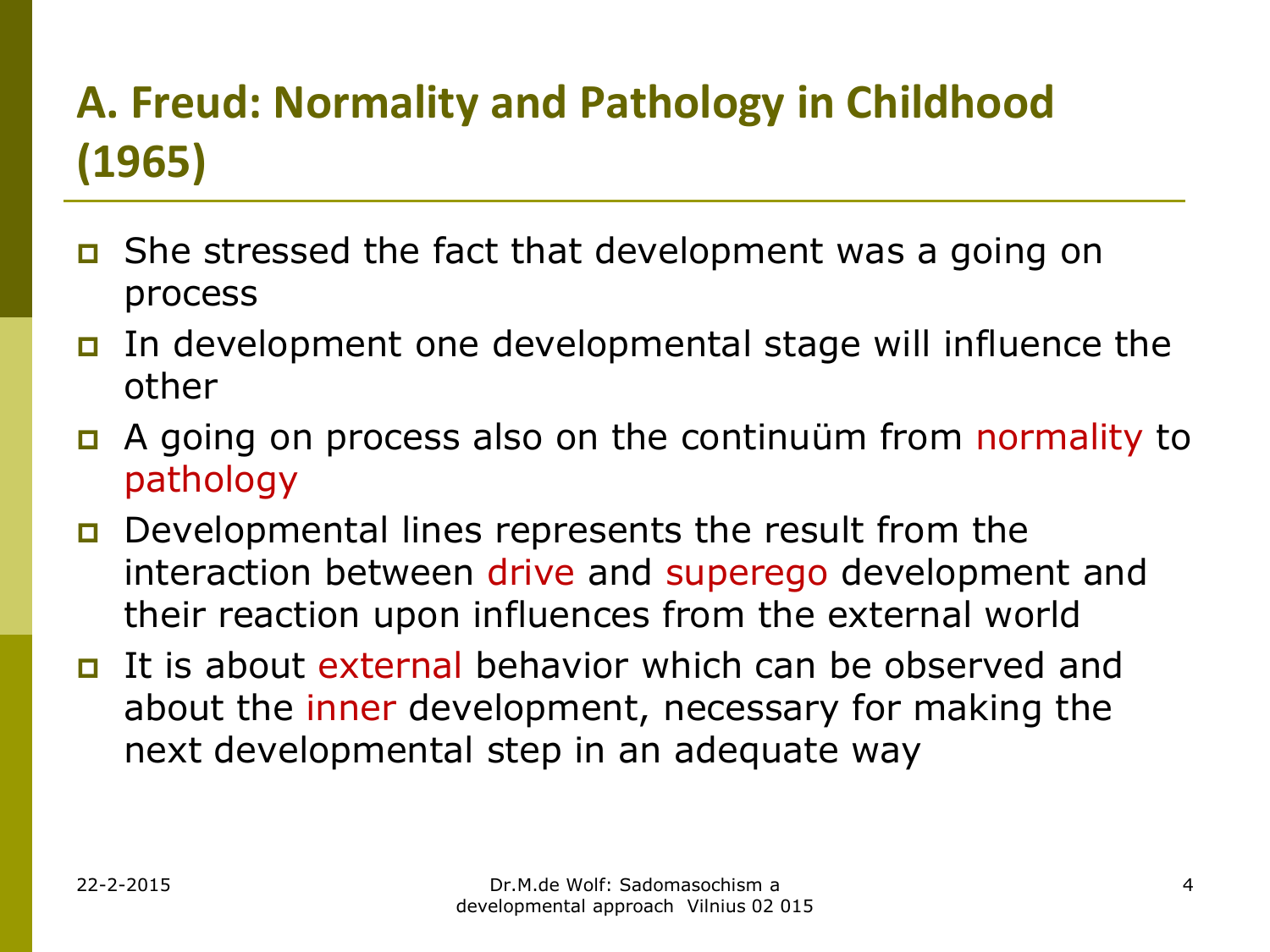# A. Freud: Normality and Pathology in Childhood (1965)

- She stressed the fact that development was a going on process
- In development one developmental stage will influence the other
- A going on process also on the continuüm from normality to pathology
- Developmental lines represents the result from the interaction between drive and superego development and their reaction upon influences from the external world
- It is about external behavior which can be observed and about the inner development, necessary for making the next developmental step in an adequate way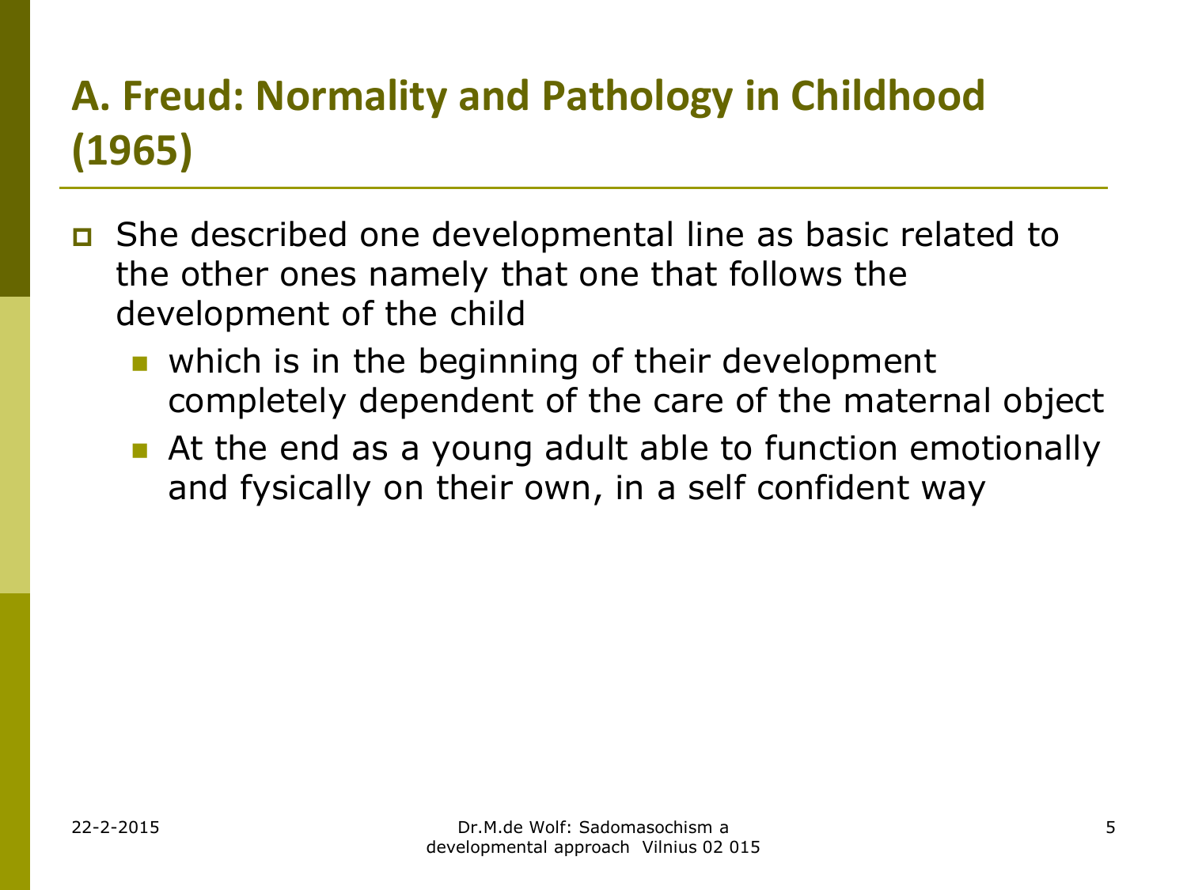# A. Freud: Normality and Pathology in Childhood (1965)

- She described one developmental line as basic related to the other ones namely that one that follows the development of the child
  - which is in the beginning of their development completely dependent of the care of the maternal object
  - At the end as a young adult able to function emotionally and fysically on their own, in a self confident way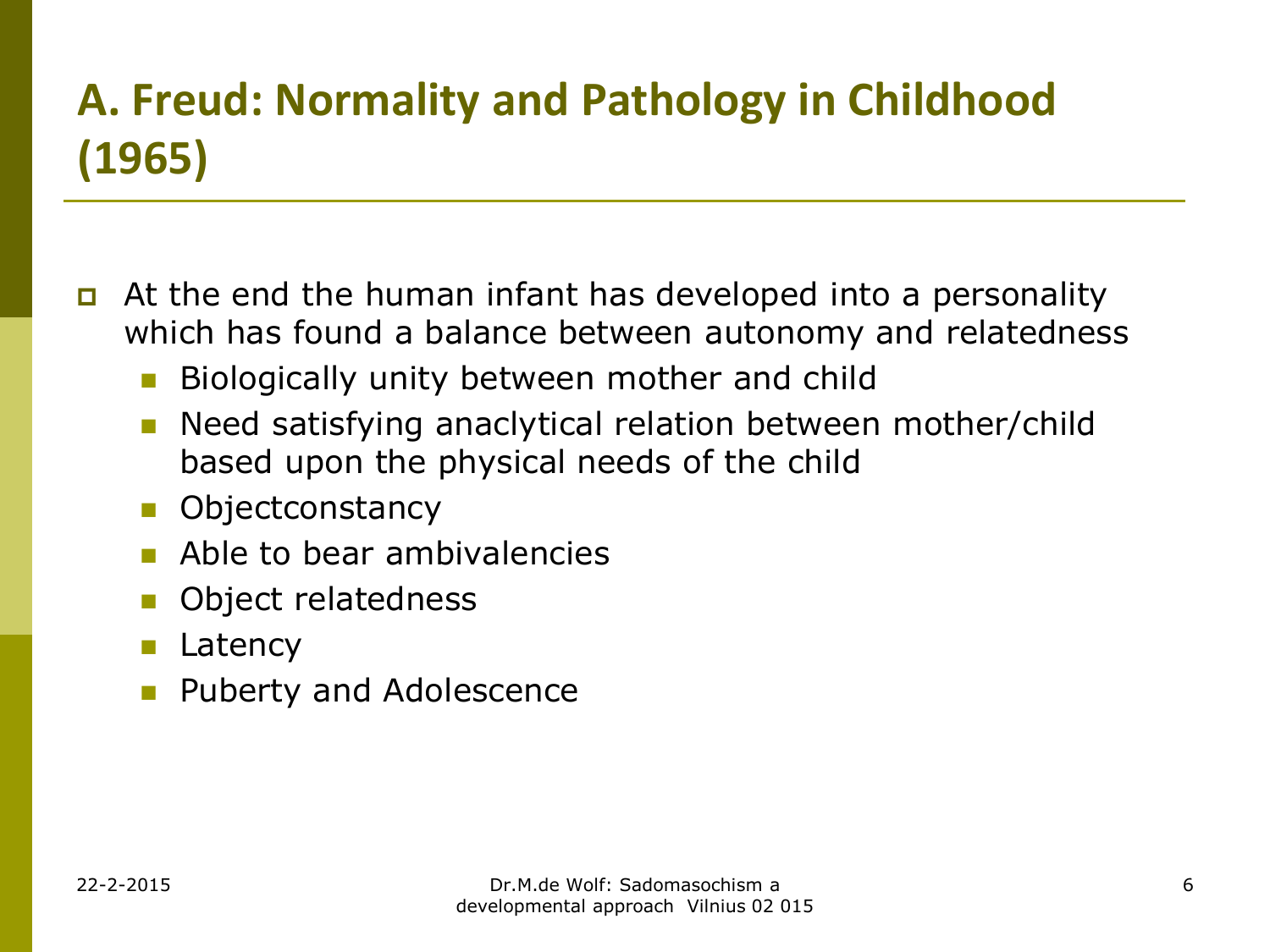# A. Freud: Normality and Pathology in Childhood (1965)

- At the end the human infant has developed into a personality which has found a balance between autonomy and relatedness
  - Biologically unity between mother and child
  - Need satisfying anaclytical relation between mother/child based upon the physical needs of the child
  - Objectconstancy
  - Able to bear ambivalencies
  - Object relatedness
  - Latency
  - Puberty and Adolescence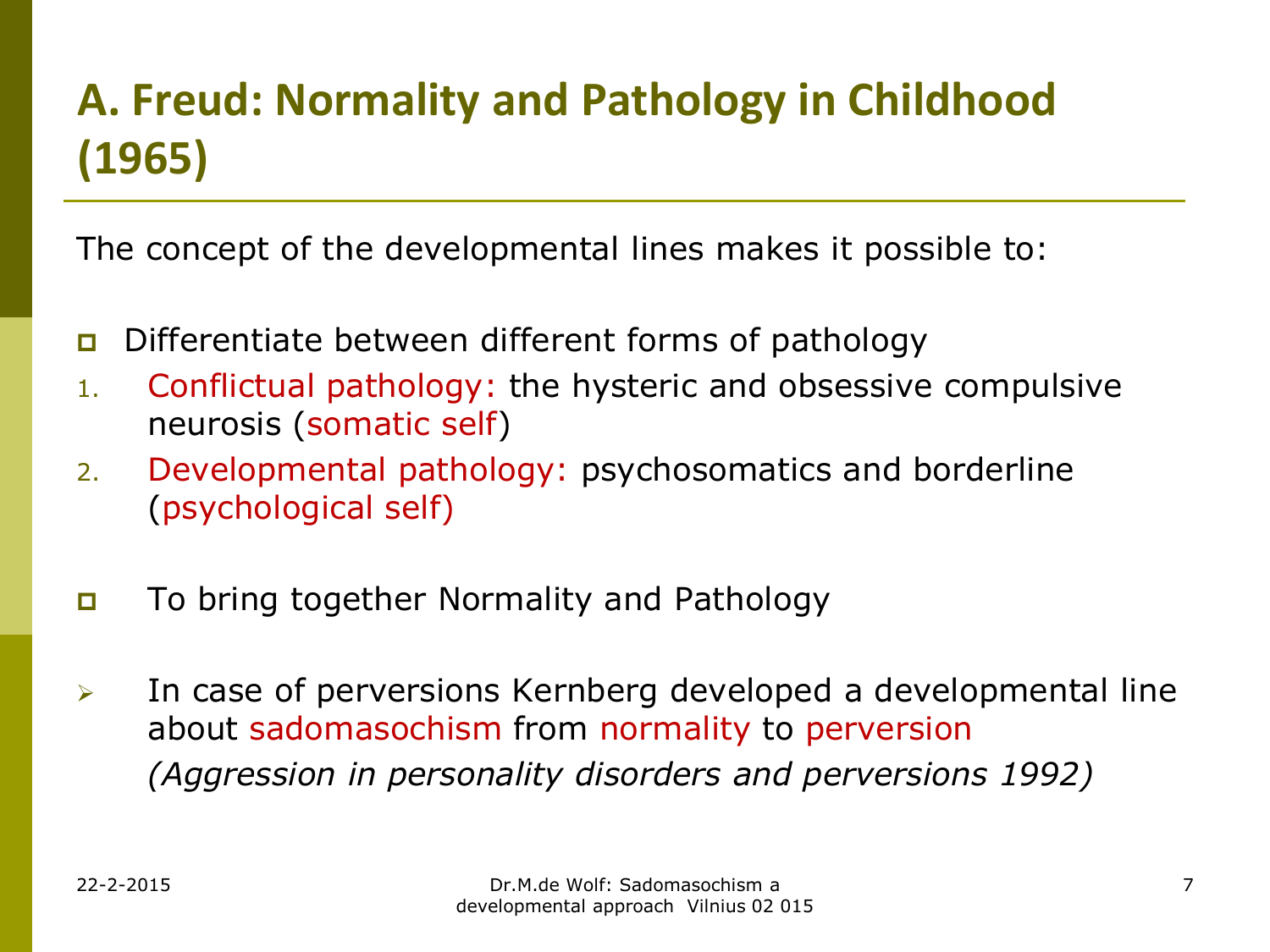# A. Freud: Normality and Pathology in Childhood (1965)

The concept of the developmental lines makes it possible to:

- Differentiate between different forms of pathology
  1. Conflictual pathology: the hysteric and obsessive compulsive neurosis (somatic self)
  2. Developmental pathology: psychosomatics and borderline (psychological self)

- To bring together Normality and Pathology

- In case of perversions Kernberg developed a developmental line about sadomasochism from normality to perversion
  *(Aggression in personality disorders and perversions 1992)*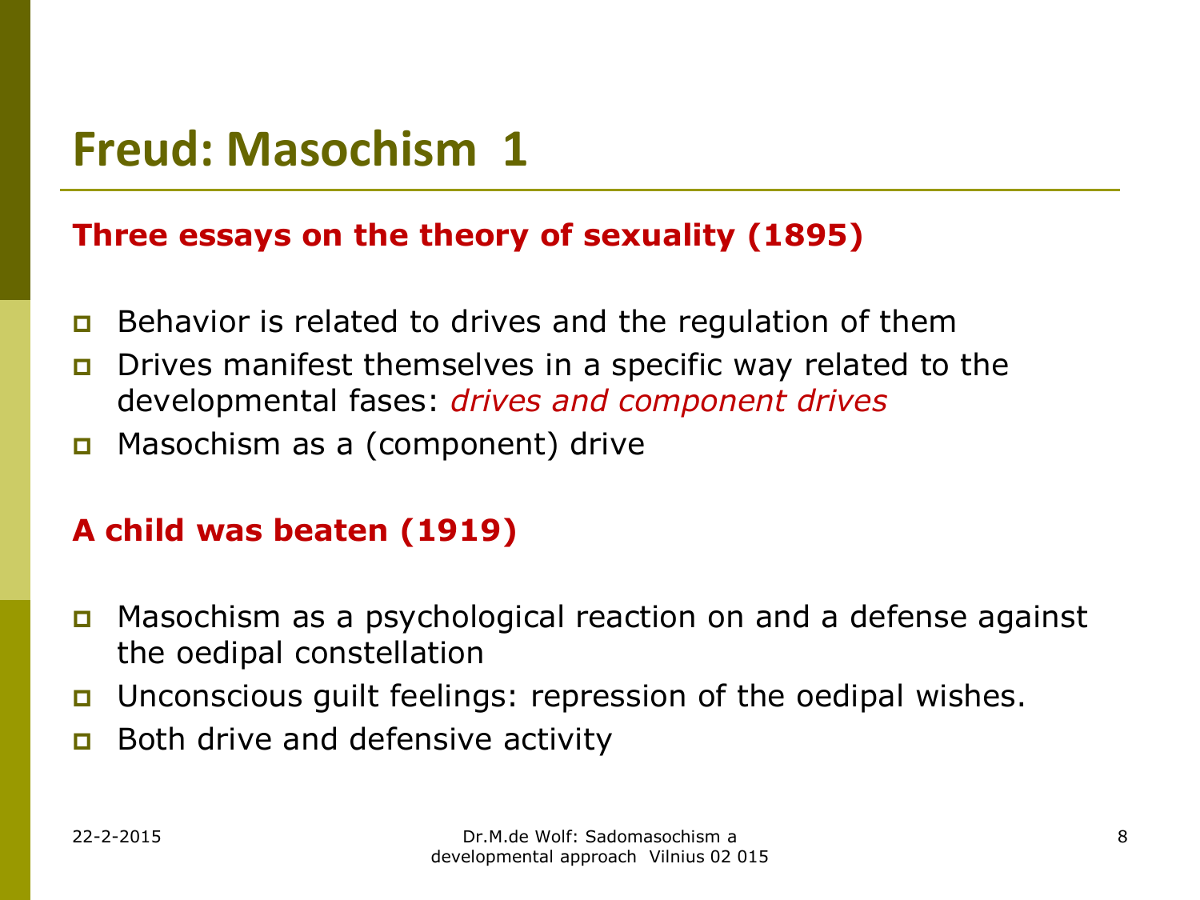# Freud: Masochism 1

## Three essays on the theory of sexuality (1895)

- Behavior is related to drives and the regulation of them
- Drives manifest themselves in a specific way related to the developmental fases: *drives and component drives*
- Masochism as a (component) drive

## A child was beaten (1919)

- Masochism as a psychological reaction on and a defense against the oedipal constellation
- Unconscious guilt feelings: repression of the oedipal wishes.
- Both drive and defensive activity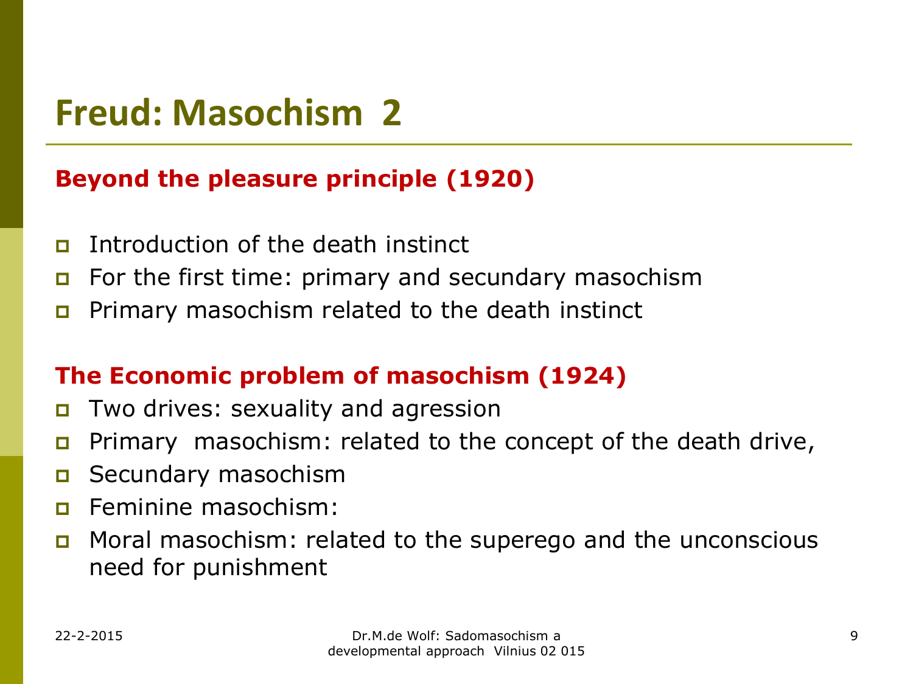# Freud: Masochism 2

**Beyond the pleasure principle (1920)**

- Introduction of the death instinct
- For the first time: primary and secundary masochism
- Primary masochism related to the death instinct

**The Economic problem of masochism (1924)**

- Two drives: sexuality and agression
- Primary masochism: related to the concept of the death drive,
- Secundary masochism
- Feminine masochism:
- Moral masochism: related to the superego and the unconscious need for punishment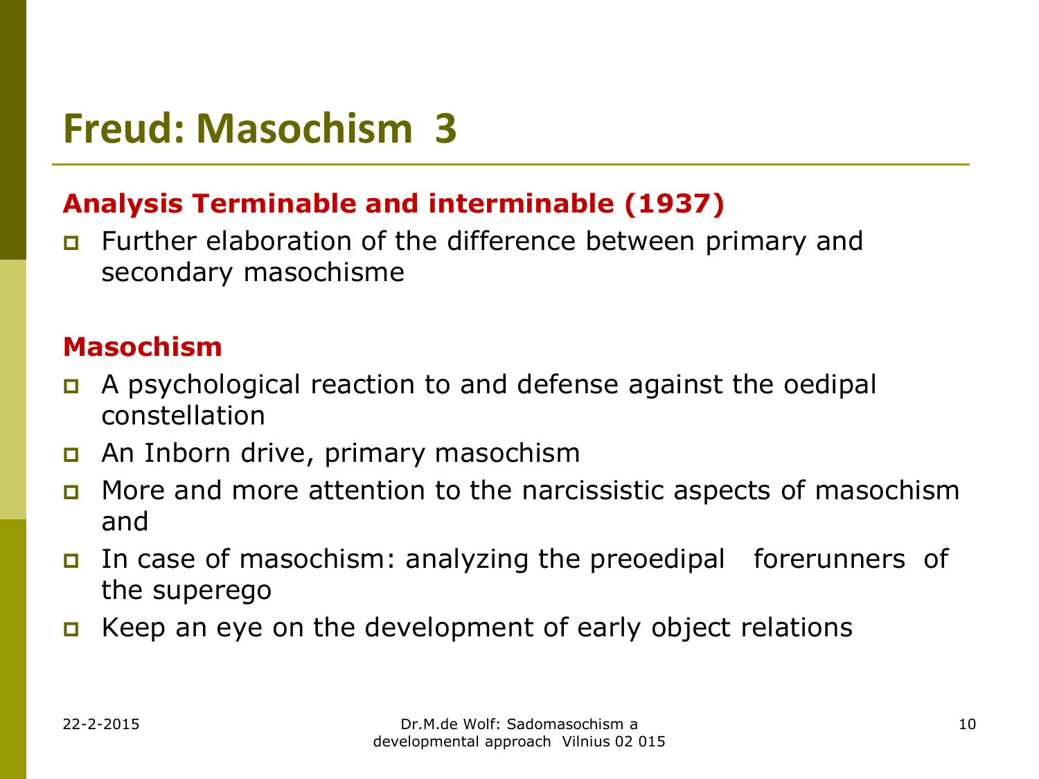# Freud: Masochism 3

**Analysis Terminable and interminable (1937)**

- Further elaboration of the difference between primary and secondary masochisme

**Masochism**

- A psychological reaction to and defense against the oedipal constellation
- An Inborn drive, primary masochism
- More and more attention to the narcissistic aspects of masochism and
- In case of masochism: analyzing the preoedipal forerunners of the superego
- Keep an eye on the development of early object relations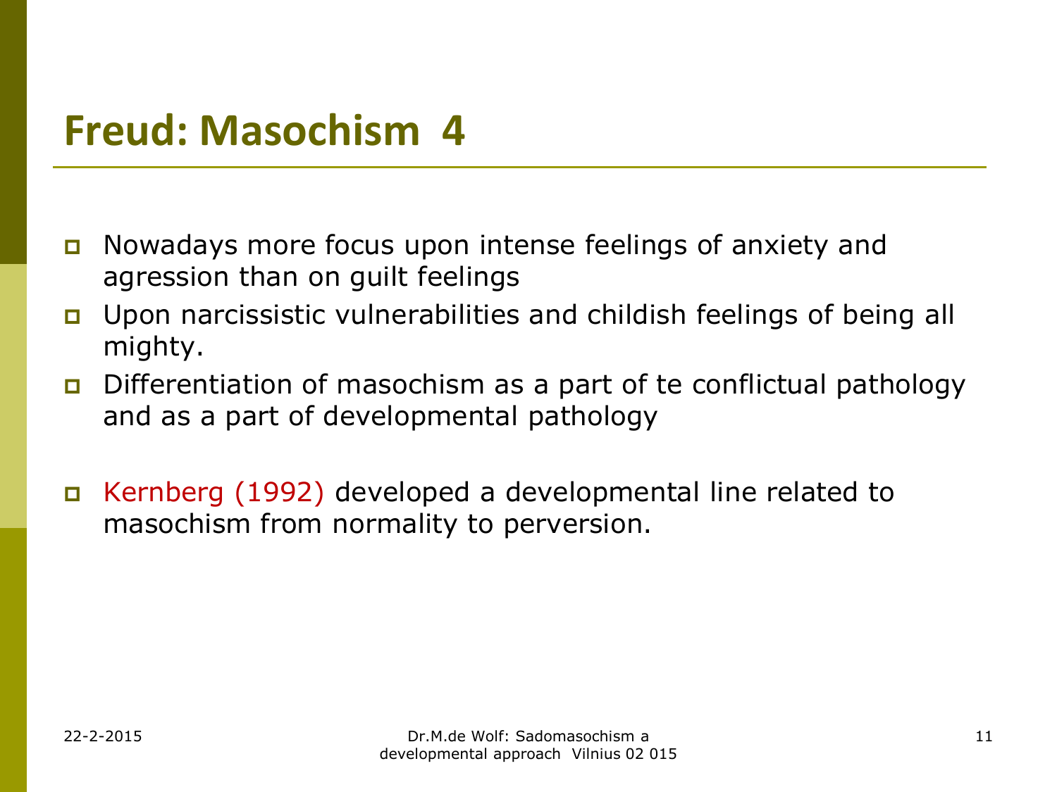# Freud: Masochism 4

- Nowadays more focus upon intense feelings of anxiety and agression than on guilt feelings
- Upon narcissistic vulnerabilities and childish feelings of being all mighty.
- Differentiation of masochism as a part of te conflictual pathology and as a part of developmental pathology

- Kernberg (1992) developed a developmental line related to masochism from normality to perversion.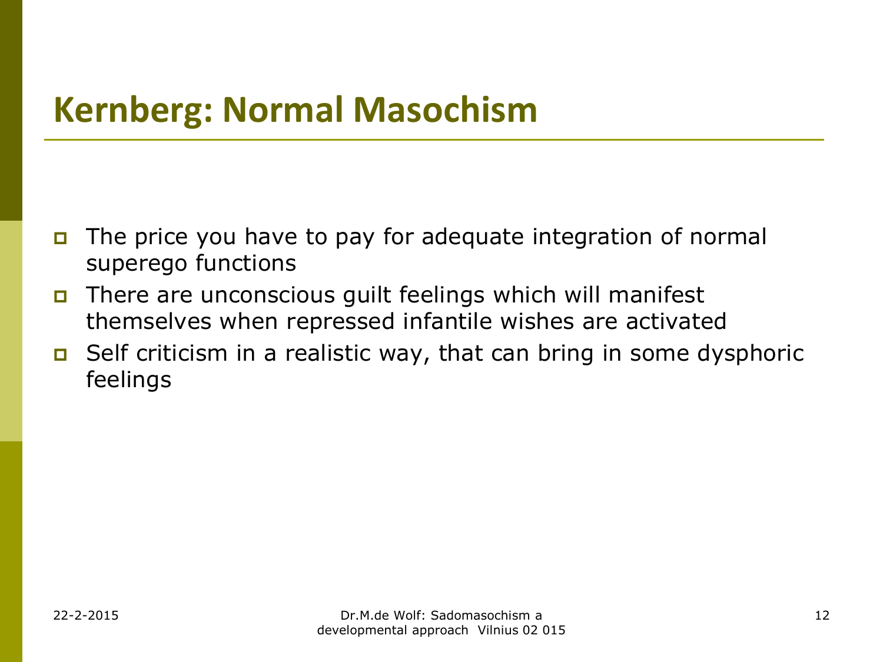# Kernberg: Normal Masochism

- The price you have to pay for adequate integration of normal superego functions
- There are unconscious guilt feelings which will manifest themselves when repressed infantile wishes are activated
- Self criticism in a realistic way, that can bring in some dysphoric feelings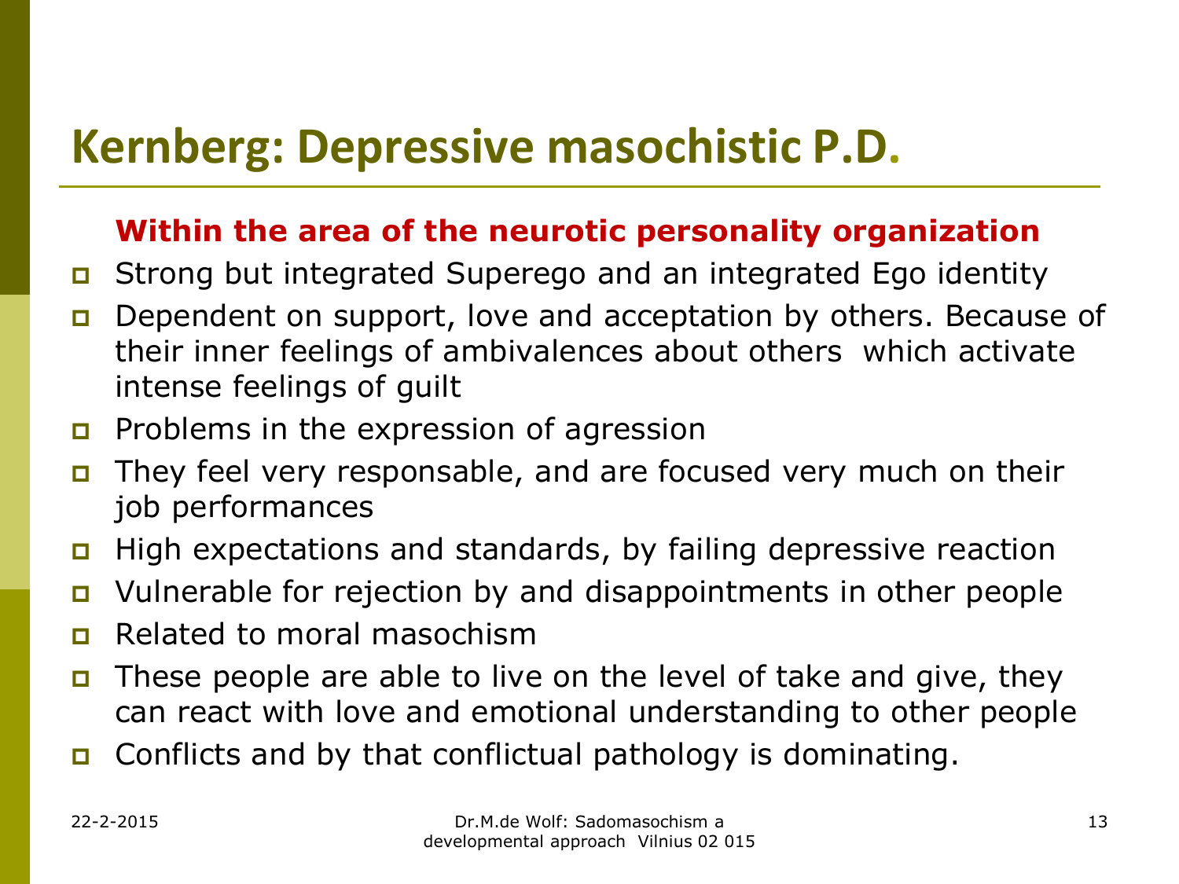# Kernberg: Depressive masochistic P.D.

**Within the area of the neurotic personality organization**

- Strong but integrated Superego and an integrated Ego identity
- Dependent on support, love and acceptation by others. Because of their inner feelings of ambivalences about others which activate intense feelings of guilt
- Problems in the expression of agression
- They feel very responsable, and are focused very much on their job performances
- High expectations and standards, by failing depressive reaction
- Vulnerable for rejection by and disappointments in other people
- Related to moral masochism
- These people are able to live on the level of take and give, they can react with love and emotional understanding to other people
- Conflicts and by that conflictual pathology is dominating.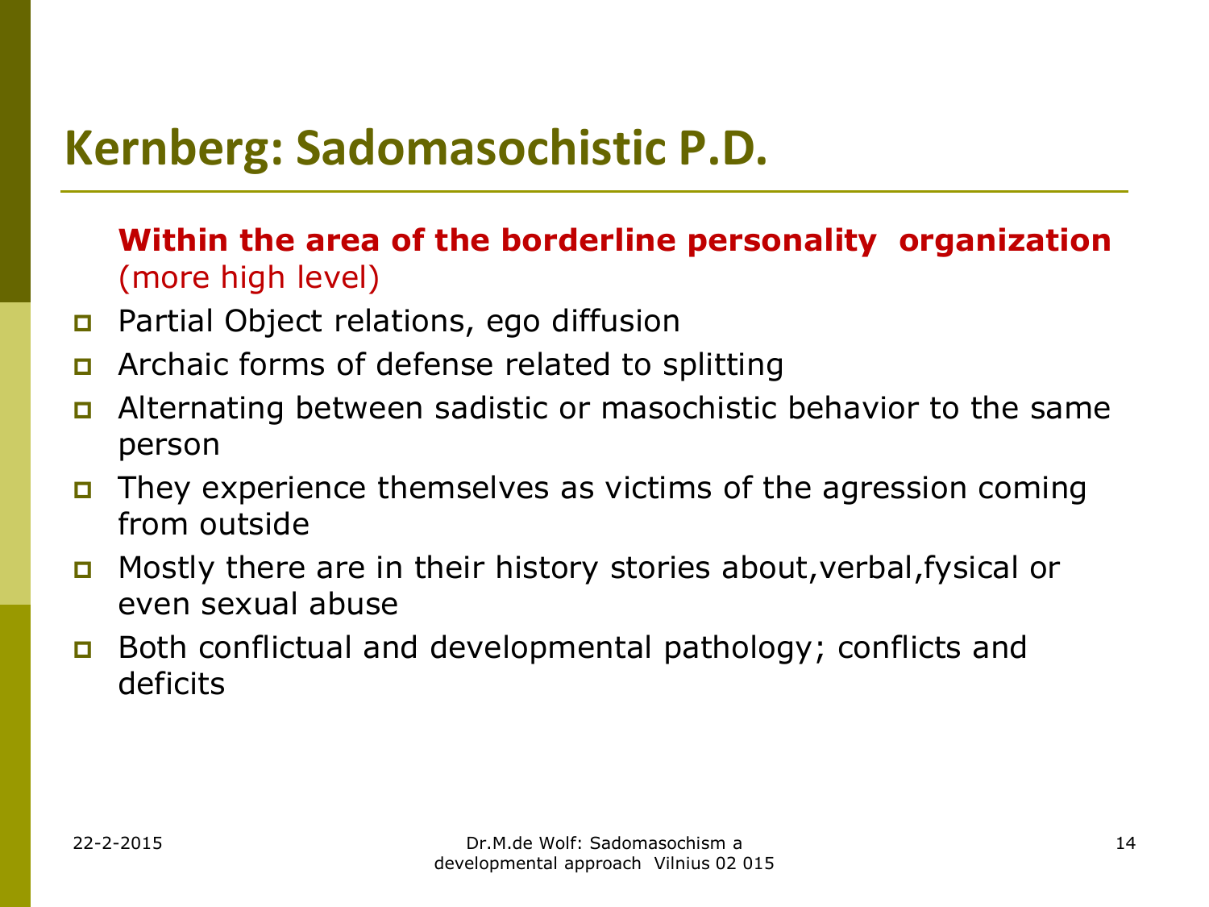# Kernberg: Sadomasochistic P.D.

**Within the area of the borderline personality organization** (more high level)

- Partial Object relations, ego diffusion
- Archaic forms of defense related to splitting
- Alternating between sadistic or masochistic behavior to the same person
- They experience themselves as victims of the agression coming from outside
- Mostly there are in their history stories about,verbal,fysical or even sexual abuse
- Both conflictual and developmental pathology; conflicts and deficits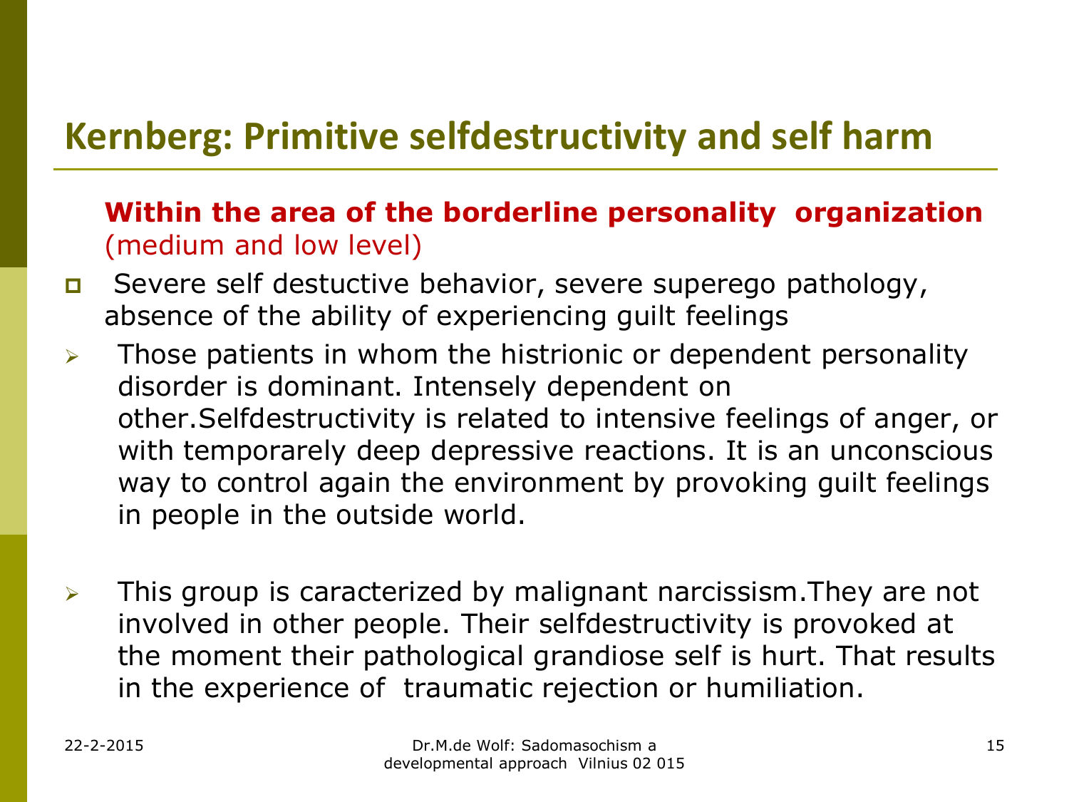# Kernberg: Primitive selfdestructivity and self harm

**Within the area of the borderline personality organization** (medium and low level)

- Severe self destuctive behavior, severe superego pathology, absence of the ability of experiencing guilt feelings
  - Those patients in whom the histrionic or dependent personality disorder is dominant. Intensely dependent on other.Selfdestructivity is related to intensive feelings of anger, or with temporarely deep depressive reactions. It is an unconscious way to control again the environment by provoking guilt feelings in people in the outside world.
  - This group is caracterized by malignant narcissism.They are not involved in other people. Their selfdestructivity is provoked at the moment their pathological grandiose self is hurt. That results in the experience of traumatic rejection or humiliation.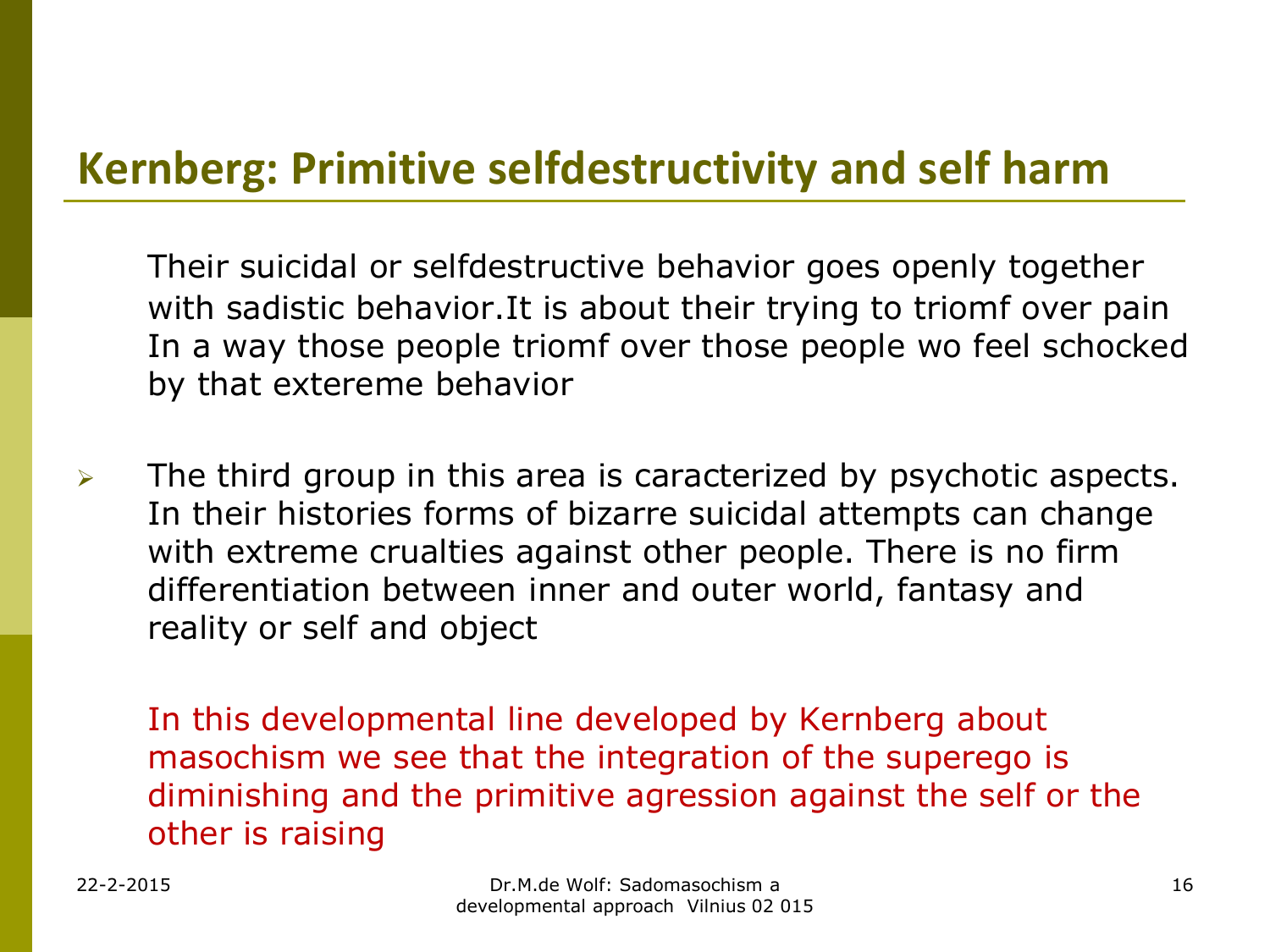## Kernberg: Primitive selfdestructivity and self harm

Their suicidal or selfdestructive behavior goes openly together with sadistic behavior.It is about their trying to triomf over pain In a way those people triomf over those people wo feel schocked by that extereme behavior

- The third group in this area is caracterized by psychotic aspects. In their histories forms of bizarre suicidal attempts can change with extreme crualties against other people. There is no firm differentiation between inner and outer world, fantasy and reality or self and object

In this developmental line developed by Kernberg about masochism we see that the integration of the superego is diminishing and the primitive agression against the self or the other is raising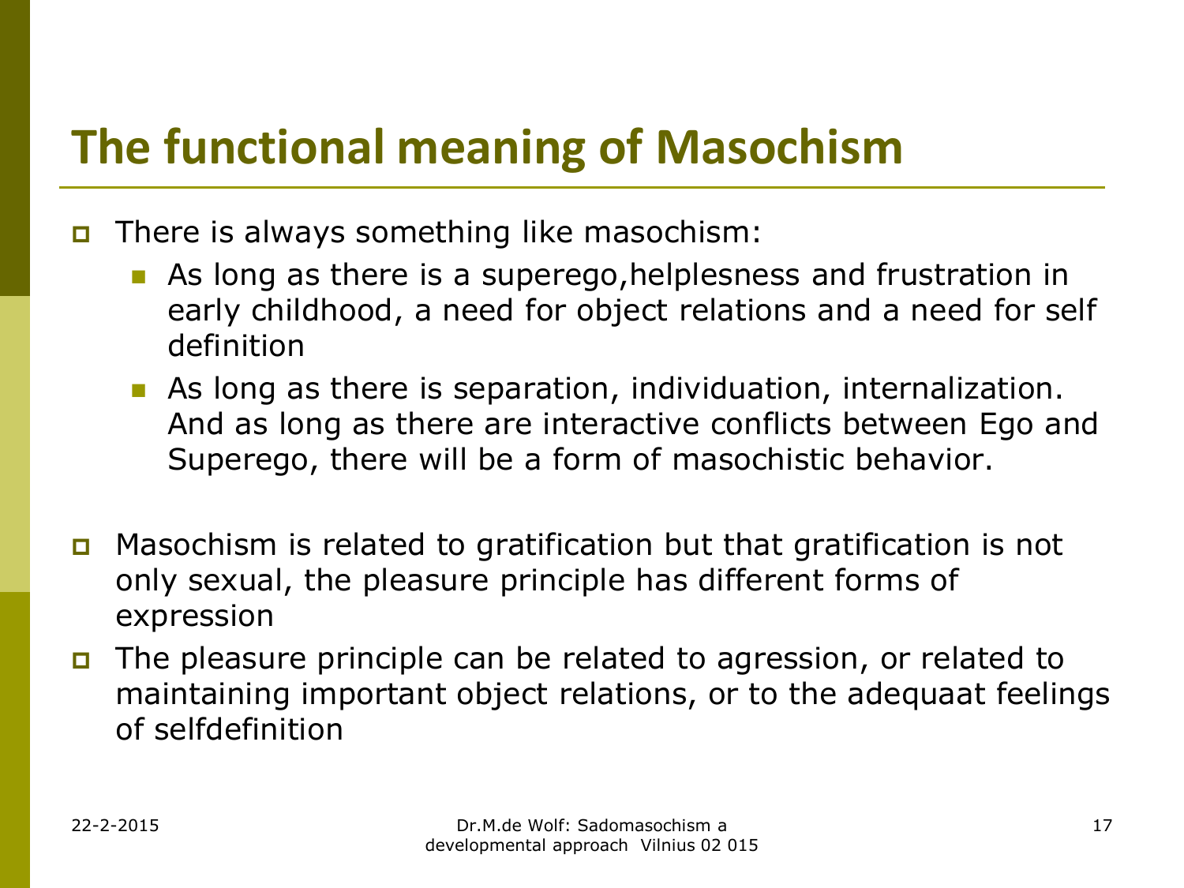# The functional meaning of Masochism

- There is always something like masochism:
  - As long as there is a superego,helplesness and frustration in early childhood, a need for object relations and a need for self definition
  - As long as there is separation, individuation, internalization. And as long as there are interactive conflicts between Ego and Superego, there will be a form of masochistic behavior.

- Masochism is related to gratification but that gratification is not only sexual, the pleasure principle has different forms of expression
- The pleasure principle can be related to agression, or related to maintaining important object relations, or to the adequaat feelings of selfdefinition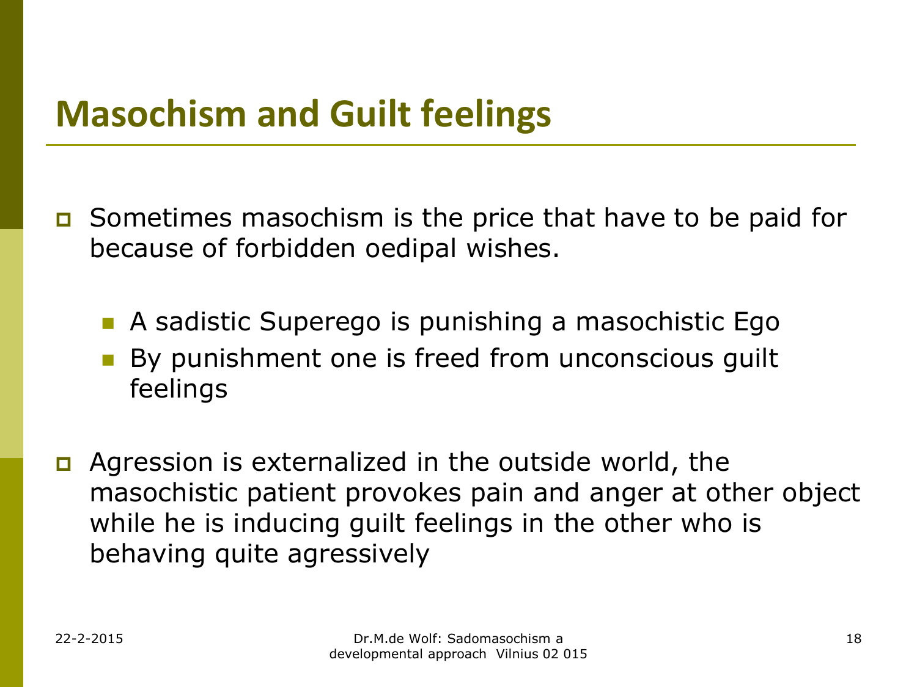# Masochism and Guilt feelings

- Sometimes masochism is the price that have to be paid for because of forbidden oedipal wishes.
  - A sadistic Superego is punishing a masochistic Ego
  - By punishment one is freed from unconscious guilt feelings
- Agression is externalized in the outside world, the masochistic patient provokes pain and anger at other object while he is inducing guilt feelings in the other who is behaving quite agressively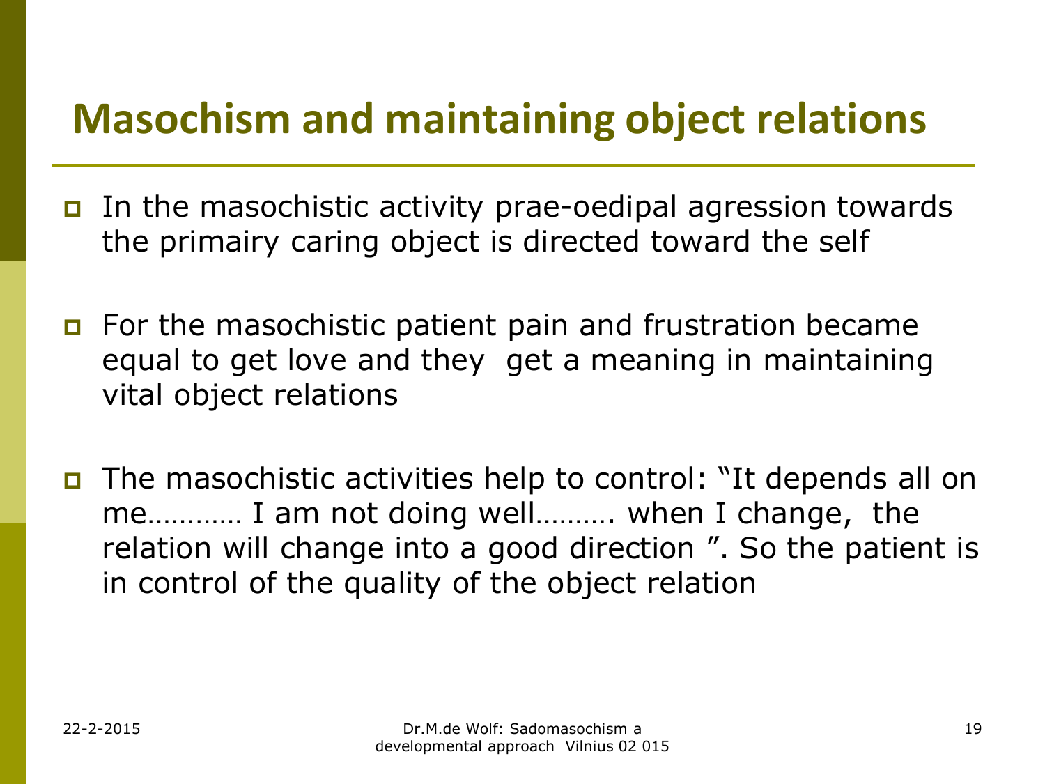# Masochism and maintaining object relations

- In the masochistic activity prae-oedipal agression towards the primairy caring object is directed toward the self
- For the masochistic patient pain and frustration became equal to get love and they get a meaning in maintaining vital object relations
- The masochistic activities help to control: "It depends all on me………… I am not doing well………. when I change, the relation will change into a good direction ". So the patient is in control of the quality of the object relation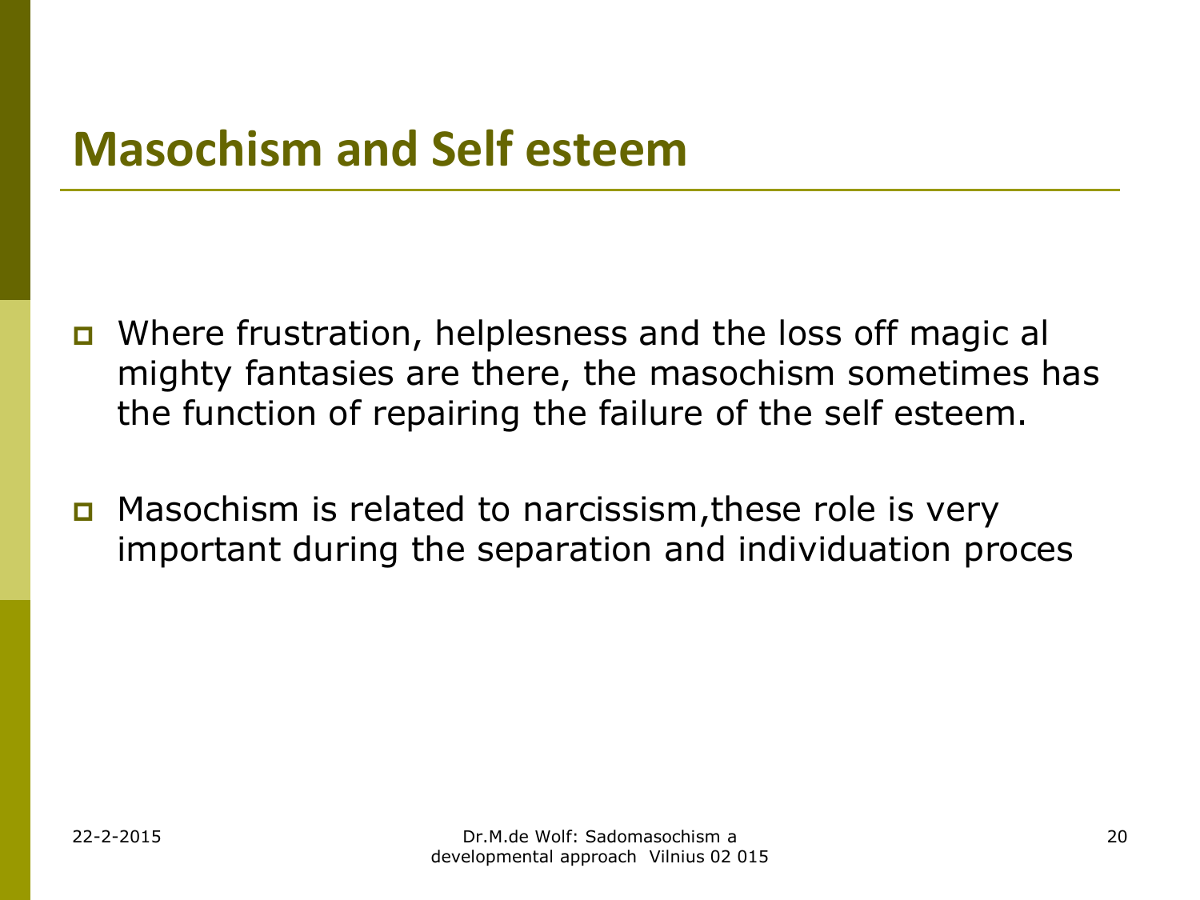# Masochism and Self esteem

- Where frustration, helplesness and the loss off magic al mighty fantasies are there, the masochism sometimes has the function of repairing the failure of the self esteem.
- Masochism is related to narcissism,these role is very important during the separation and individuation proces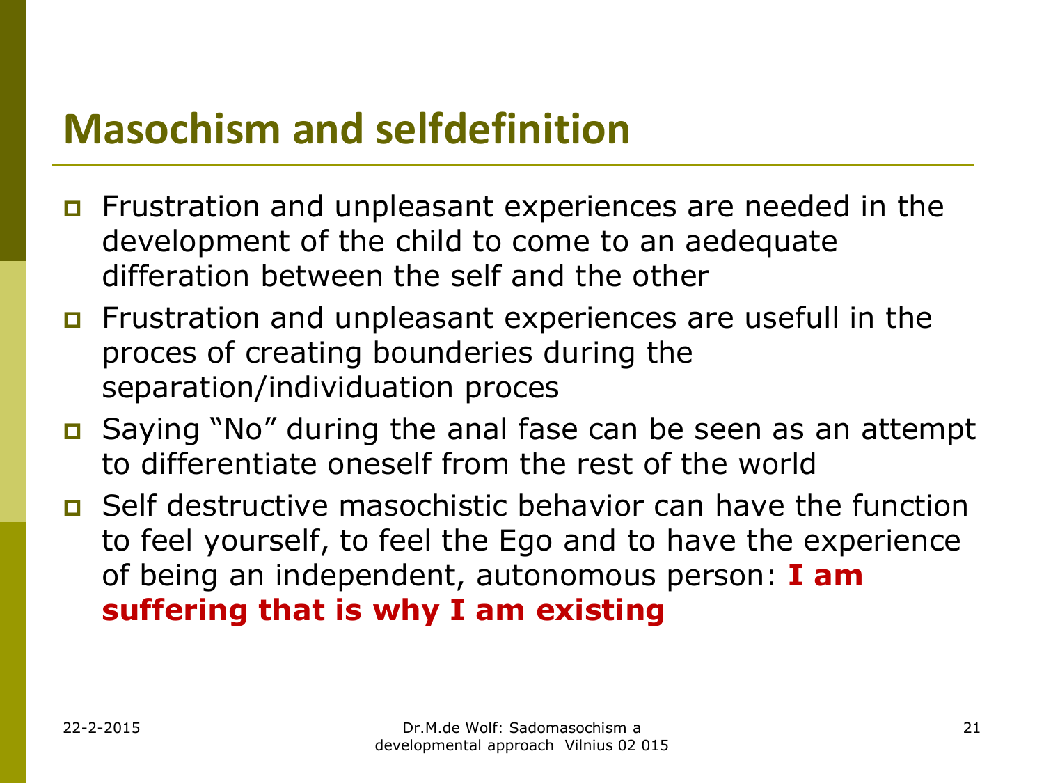# Masochism and selfdefinition

- Frustration and unpleasant experiences are needed in the development of the child to come to an aedequate differation between the self and the other
- Frustration and unpleasant experiences are usefull in the proces of creating bounderies during the separation/individuation proces
- Saying "No" during the anal fase can be seen as an attempt to differentiate oneself from the rest of the world
- Self destructive masochistic behavior can have the function to feel yourself, to feel the Ego and to have the experience of being an independent, autonomous person: **I am suffering that is why I am existing**